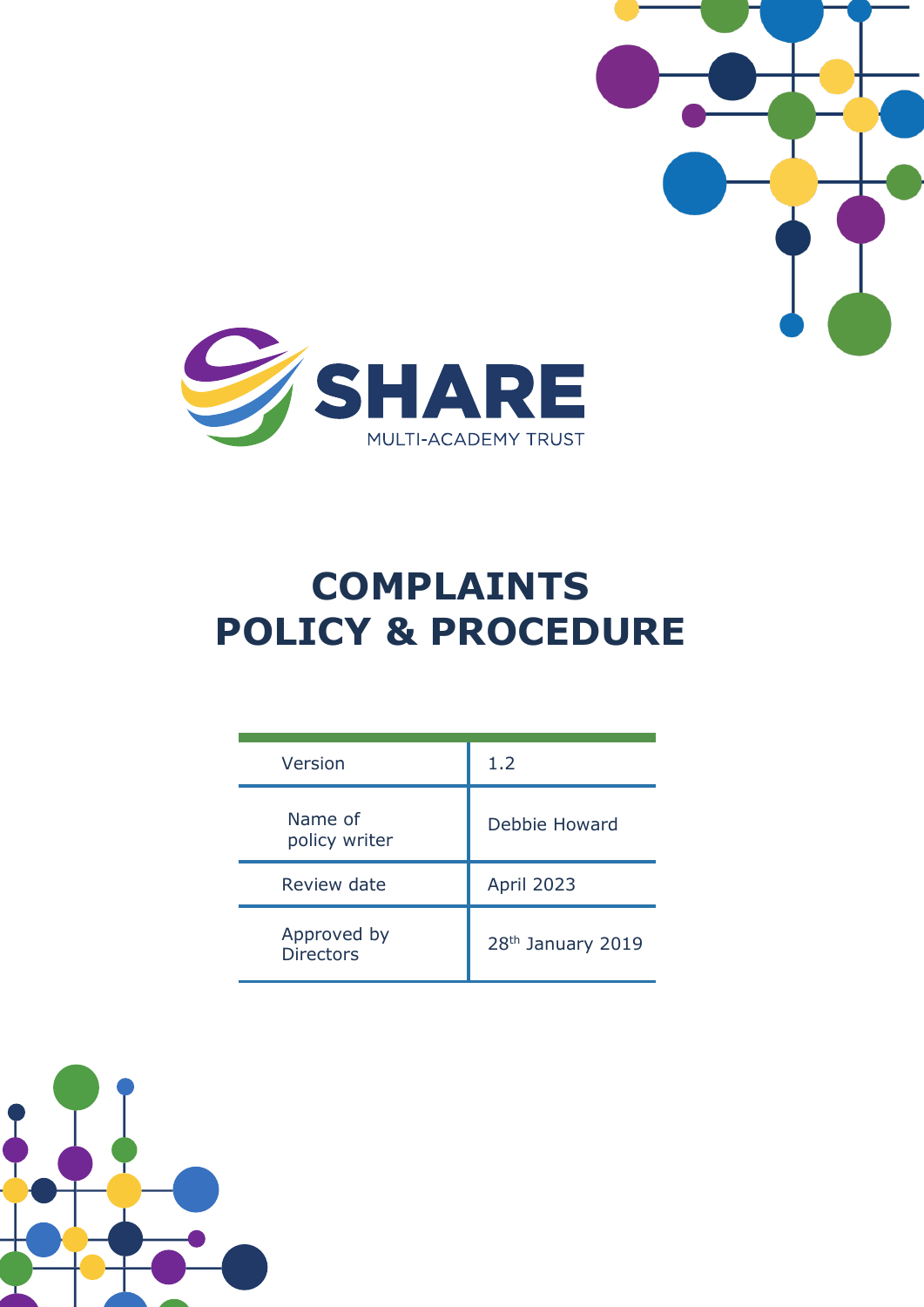SHARE

MULTI-ACADEMY TRUST

# COMPLAINTS POLICY & PROCEDURE

| | |
|---|---|
| Version | 1.2 |
| Name of policy writer | Debbie Howard |
| Review date | April 2023 |
| Approved by Directors | 28th January 2019 |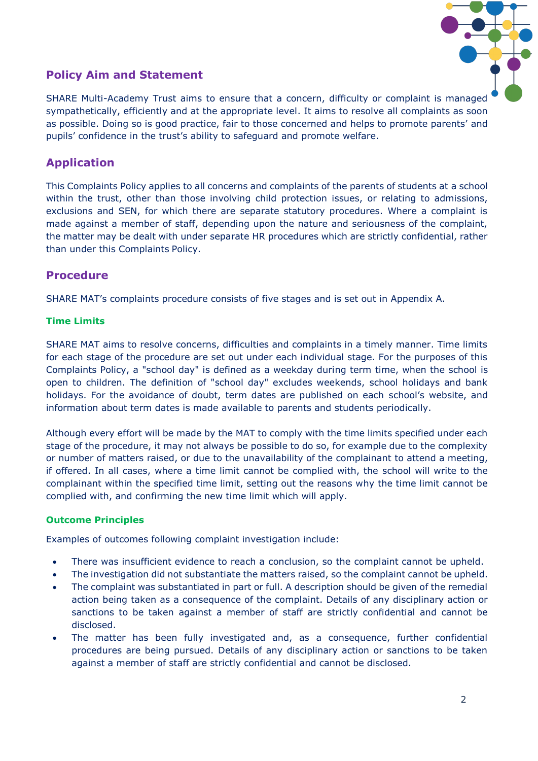## Policy Aim and Statement

SHARE Multi-Academy Trust aims to ensure that a concern, difficulty or complaint is managed sympathetically, efficiently and at the appropriate level. It aims to resolve all complaints as soon as possible. Doing so is good practice, fair to those concerned and helps to promote parents' and pupils' confidence in the trust's ability to safeguard and promote welfare.

## Application

This Complaints Policy applies to all concerns and complaints of the parents of students at a school within the trust, other than those involving child protection issues, or relating to admissions, exclusions and SEN, for which there are separate statutory procedures. Where a complaint is made against a member of staff, depending upon the nature and seriousness of the complaint, the matter may be dealt with under separate HR procedures which are strictly confidential, rather than under this Complaints Policy.

## Procedure

SHARE MAT's complaints procedure consists of five stages and is set out in Appendix A.

### Time Limits

SHARE MAT aims to resolve concerns, difficulties and complaints in a timely manner. Time limits for each stage of the procedure are set out under each individual stage. For the purposes of this Complaints Policy, a "school day" is defined as a weekday during term time, when the school is open to children. The definition of "school day" excludes weekends, school holidays and bank holidays. For the avoidance of doubt, term dates are published on each school's website, and information about term dates is made available to parents and students periodically.

Although every effort will be made by the MAT to comply with the time limits specified under each stage of the procedure, it may not always be possible to do so, for example due to the complexity or number of matters raised, or due to the unavailability of the complainant to attend a meeting, if offered. In all cases, where a time limit cannot be complied with, the school will write to the complainant within the specified time limit, setting out the reasons why the time limit cannot be complied with, and confirming the new time limit which will apply.

### Outcome Principles

Examples of outcomes following complaint investigation include:

- There was insufficient evidence to reach a conclusion, so the complaint cannot be upheld.
- The investigation did not substantiate the matters raised, so the complaint cannot be upheld.
- The complaint was substantiated in part or full. A description should be given of the remedial action being taken as a consequence of the complaint. Details of any disciplinary action or sanctions to be taken against a member of staff are strictly confidential and cannot be disclosed.
- The matter has been fully investigated and, as a consequence, further confidential procedures are being pursued. Details of any disciplinary action or sanctions to be taken against a member of staff are strictly confidential and cannot be disclosed.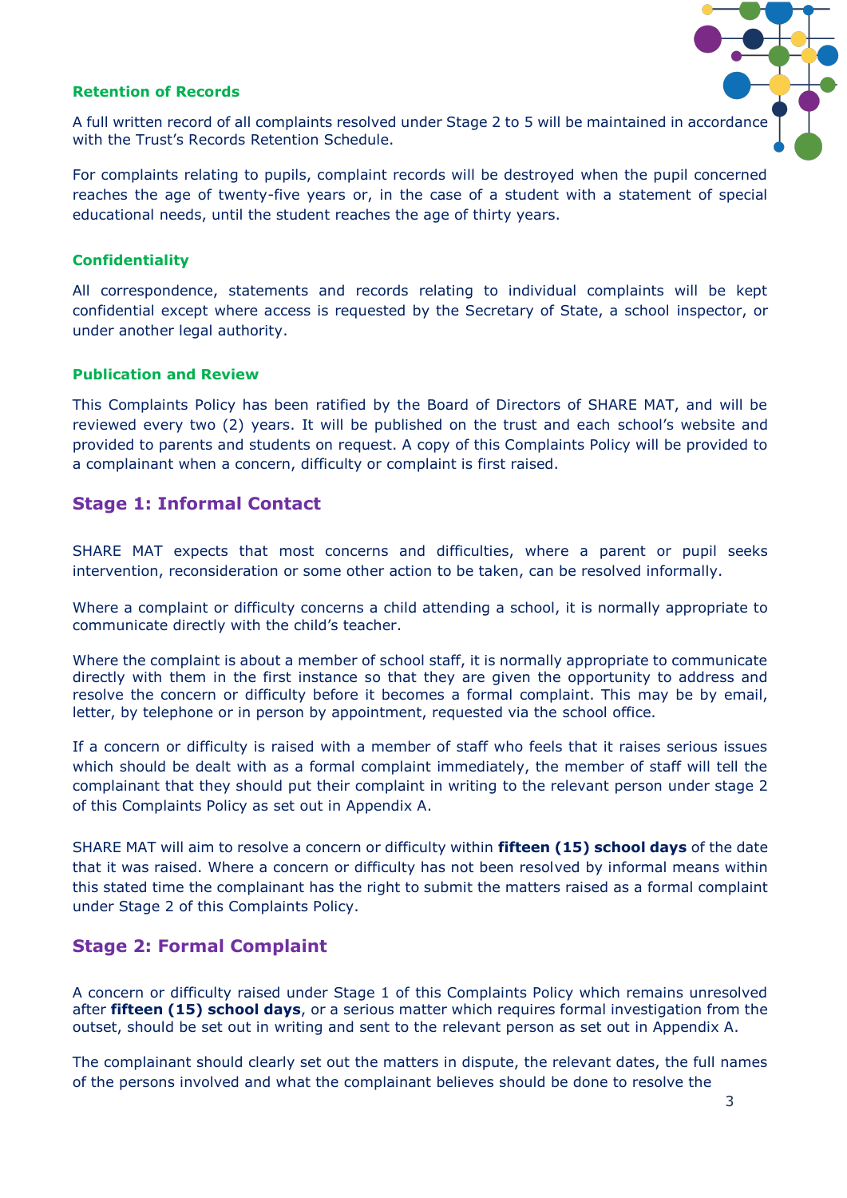### Retention of Records

A full written record of all complaints resolved under Stage 2 to 5 will be maintained in accordance with the Trust's Records Retention Schedule.

For complaints relating to pupils, complaint records will be destroyed when the pupil concerned reaches the age of twenty-five years or, in the case of a student with a statement of special educational needs, until the student reaches the age of thirty years.

### Confidentiality

All correspondence, statements and records relating to individual complaints will be kept confidential except where access is requested by the Secretary of State, a school inspector, or under another legal authority.

### Publication and Review

This Complaints Policy has been ratified by the Board of Directors of SHARE MAT, and will be reviewed every two (2) years. It will be published on the trust and each school's website and provided to parents and students on request. A copy of this Complaints Policy will be provided to a complainant when a concern, difficulty or complaint is first raised.

## Stage 1: Informal Contact

SHARE MAT expects that most concerns and difficulties, where a parent or pupil seeks intervention, reconsideration or some other action to be taken, can be resolved informally.

Where a complaint or difficulty concerns a child attending a school, it is normally appropriate to communicate directly with the child's teacher.

Where the complaint is about a member of school staff, it is normally appropriate to communicate directly with them in the first instance so that they are given the opportunity to address and resolve the concern or difficulty before it becomes a formal complaint. This may be by email, letter, by telephone or in person by appointment, requested via the school office.

If a concern or difficulty is raised with a member of staff who feels that it raises serious issues which should be dealt with as a formal complaint immediately, the member of staff will tell the complainant that they should put their complaint in writing to the relevant person under stage 2 of this Complaints Policy as set out in Appendix A.

SHARE MAT will aim to resolve a concern or difficulty within **fifteen (15) school days** of the date that it was raised. Where a concern or difficulty has not been resolved by informal means within this stated time the complainant has the right to submit the matters raised as a formal complaint under Stage 2 of this Complaints Policy.

## Stage 2: Formal Complaint

A concern or difficulty raised under Stage 1 of this Complaints Policy which remains unresolved after **fifteen (15) school days**, or a serious matter which requires formal investigation from the outset, should be set out in writing and sent to the relevant person as set out in Appendix A.

The complainant should clearly set out the matters in dispute, the relevant dates, the full names of the persons involved and what the complainant believes should be done to resolve the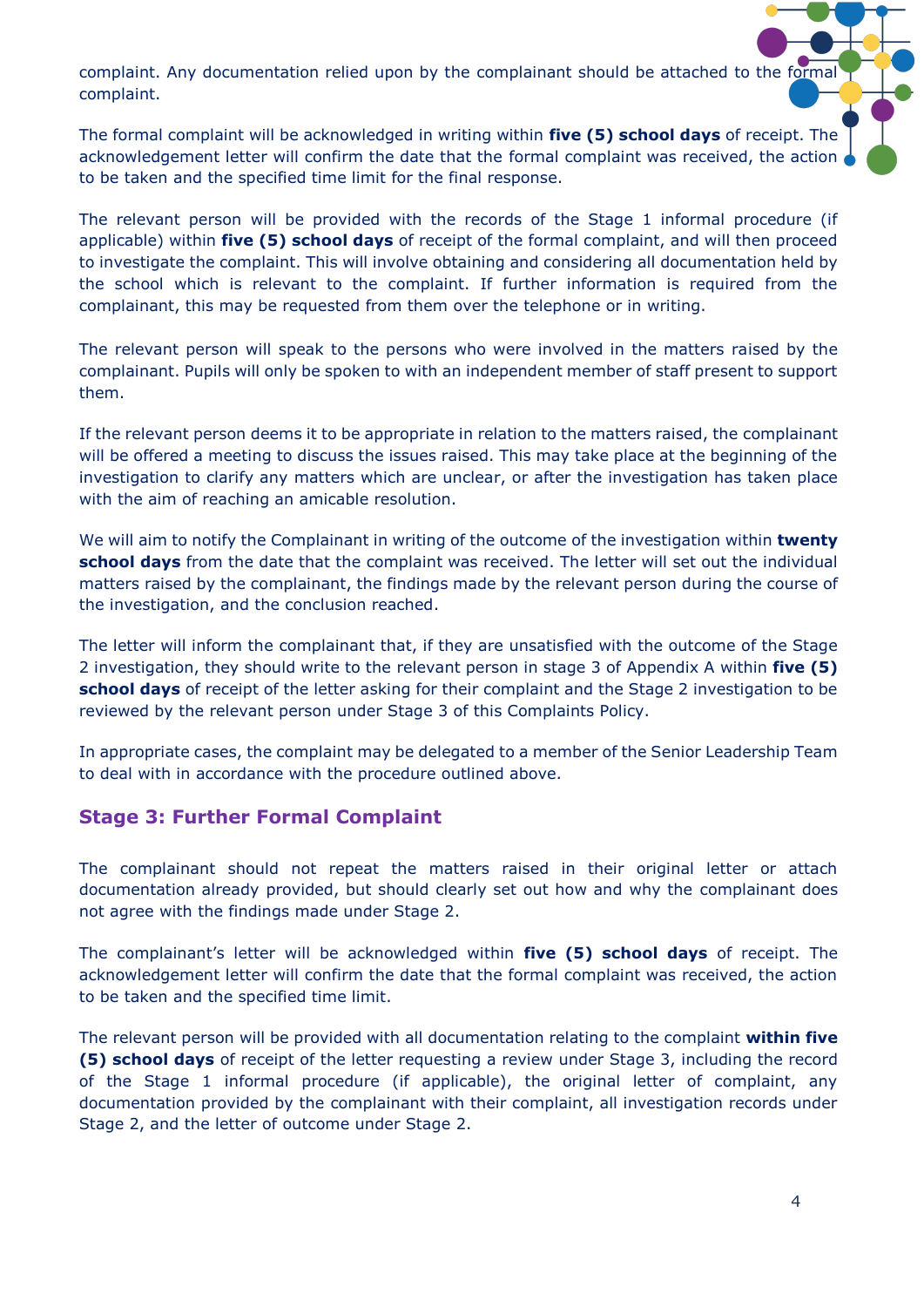complaint. Any documentation relied upon by the complainant should be attached to the formal complaint.

The formal complaint will be acknowledged in writing within **five (5) school days** of receipt. The acknowledgement letter will confirm the date that the formal complaint was received, the action to be taken and the specified time limit for the final response.

The relevant person will be provided with the records of the Stage 1 informal procedure (if applicable) within **five (5) school days** of receipt of the formal complaint, and will then proceed to investigate the complaint. This will involve obtaining and considering all documentation held by the school which is relevant to the complaint. If further information is required from the complainant, this may be requested from them over the telephone or in writing.

The relevant person will speak to the persons who were involved in the matters raised by the complainant. Pupils will only be spoken to with an independent member of staff present to support them.

If the relevant person deems it to be appropriate in relation to the matters raised, the complainant will be offered a meeting to discuss the issues raised. This may take place at the beginning of the investigation to clarify any matters which are unclear, or after the investigation has taken place with the aim of reaching an amicable resolution.

We will aim to notify the Complainant in writing of the outcome of the investigation within **twenty school days** from the date that the complaint was received. The letter will set out the individual matters raised by the complainant, the findings made by the relevant person during the course of the investigation, and the conclusion reached.

The letter will inform the complainant that, if they are unsatisfied with the outcome of the Stage 2 investigation, they should write to the relevant person in stage 3 of Appendix A within **five (5) school days** of receipt of the letter asking for their complaint and the Stage 2 investigation to be reviewed by the relevant person under Stage 3 of this Complaints Policy.

In appropriate cases, the complaint may be delegated to a member of the Senior Leadership Team to deal with in accordance with the procedure outlined above.

### Stage 3: Further Formal Complaint

The complainant should not repeat the matters raised in their original letter or attach documentation already provided, but should clearly set out how and why the complainant does not agree with the findings made under Stage 2.

The complainant's letter will be acknowledged within **five (5) school days** of receipt. The acknowledgement letter will confirm the date that the formal complaint was received, the action to be taken and the specified time limit.

The relevant person will be provided with all documentation relating to the complaint **within five (5) school days** of receipt of the letter requesting a review under Stage 3, including the record of the Stage 1 informal procedure (if applicable), the original letter of complaint, any documentation provided by the complainant with their complaint, all investigation records under Stage 2, and the letter of outcome under Stage 2.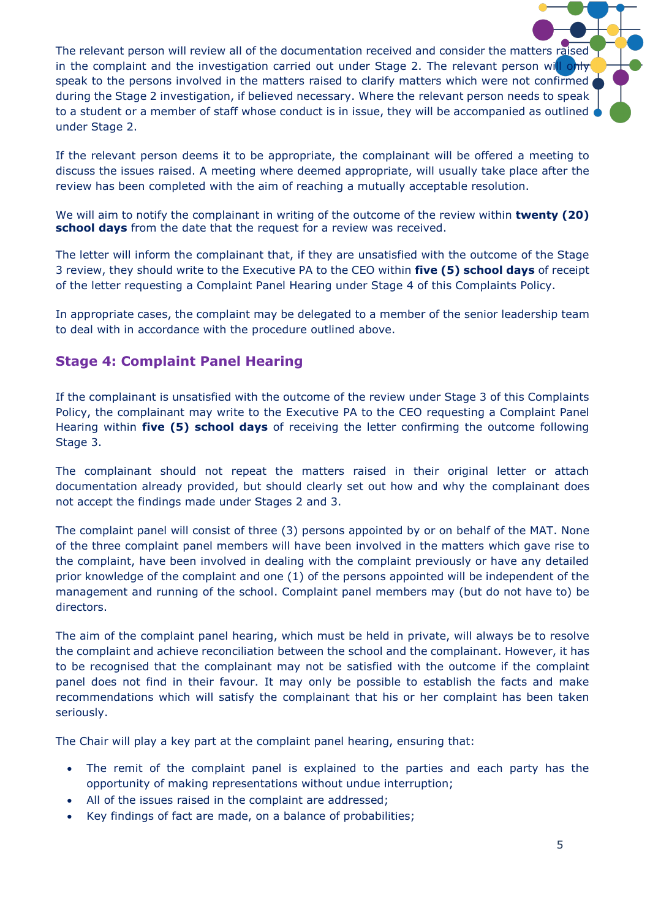The relevant person will review all of the documentation received and consider the matters raised in the complaint and the investigation carried out under Stage 2. The relevant person will only speak to the persons involved in the matters raised to clarify matters which were not confirmed during the Stage 2 investigation, if believed necessary. Where the relevant person needs to speak to a student or a member of staff whose conduct is in issue, they will be accompanied as outlined under Stage 2.

If the relevant person deems it to be appropriate, the complainant will be offered a meeting to discuss the issues raised. A meeting where deemed appropriate, will usually take place after the review has been completed with the aim of reaching a mutually acceptable resolution.

We will aim to notify the complainant in writing of the outcome of the review within **twenty (20) school days** from the date that the request for a review was received.

The letter will inform the complainant that, if they are unsatisfied with the outcome of the Stage 3 review, they should write to the Executive PA to the CEO within **five (5) school days** of receipt of the letter requesting a Complaint Panel Hearing under Stage 4 of this Complaints Policy.

In appropriate cases, the complaint may be delegated to a member of the senior leadership team to deal with in accordance with the procedure outlined above.

## Stage 4: Complaint Panel Hearing

If the complainant is unsatisfied with the outcome of the review under Stage 3 of this Complaints Policy, the complainant may write to the Executive PA to the CEO requesting a Complaint Panel Hearing within **five (5) school days** of receiving the letter confirming the outcome following Stage 3.

The complainant should not repeat the matters raised in their original letter or attach documentation already provided, but should clearly set out how and why the complainant does not accept the findings made under Stages 2 and 3.

The complaint panel will consist of three (3) persons appointed by or on behalf of the MAT. None of the three complaint panel members will have been involved in the matters which gave rise to the complaint, have been involved in dealing with the complaint previously or have any detailed prior knowledge of the complaint and one (1) of the persons appointed will be independent of the management and running of the school. Complaint panel members may (but do not have to) be directors.

The aim of the complaint panel hearing, which must be held in private, will always be to resolve the complaint and achieve reconciliation between the school and the complainant. However, it has to be recognised that the complainant may not be satisfied with the outcome if the complaint panel does not find in their favour. It may only be possible to establish the facts and make recommendations which will satisfy the complainant that his or her complaint has been taken seriously.

The Chair will play a key part at the complaint panel hearing, ensuring that:

- The remit of the complaint panel is explained to the parties and each party has the opportunity of making representations without undue interruption;
- All of the issues raised in the complaint are addressed;
- Key findings of fact are made, on a balance of probabilities;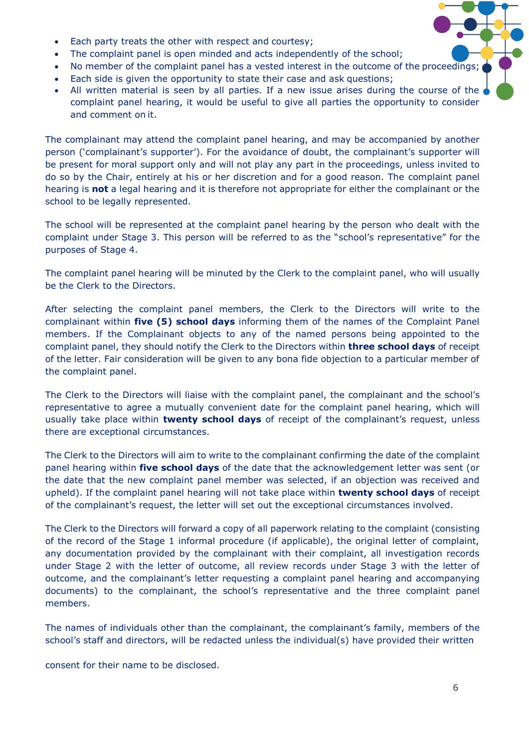- Each party treats the other with respect and courtesy;
- The complaint panel is open minded and acts independently of the school;
- No member of the complaint panel has a vested interest in the outcome of the proceedings;
- Each side is given the opportunity to state their case and ask questions;
- All written material is seen by all parties. If a new issue arises during the course of the complaint panel hearing, it would be useful to give all parties the opportunity to consider and comment on it.

The complainant may attend the complaint panel hearing, and may be accompanied by another person ('complainant's supporter'). For the avoidance of doubt, the complainant's supporter will be present for moral support only and will not play any part in the proceedings, unless invited to do so by the Chair, entirely at his or her discretion and for a good reason. The complaint panel hearing is **not** a legal hearing and it is therefore not appropriate for either the complainant or the school to be legally represented.

The school will be represented at the complaint panel hearing by the person who dealt with the complaint under Stage 3. This person will be referred to as the "school's representative" for the purposes of Stage 4.

The complaint panel hearing will be minuted by the Clerk to the complaint panel, who will usually be the Clerk to the Directors.

After selecting the complaint panel members, the Clerk to the Directors will write to the complainant within **five (5) school days** informing them of the names of the Complaint Panel members. If the Complainant objects to any of the named persons being appointed to the complaint panel, they should notify the Clerk to the Directors within **three school days** of receipt of the letter. Fair consideration will be given to any bona fide objection to a particular member of the complaint panel.

The Clerk to the Directors will liaise with the complaint panel, the complainant and the school's representative to agree a mutually convenient date for the complaint panel hearing, which will usually take place within **twenty school days** of receipt of the complainant's request, unless there are exceptional circumstances.

The Clerk to the Directors will aim to write to the complainant confirming the date of the complaint panel hearing within **five school days** of the date that the acknowledgement letter was sent (or the date that the new complaint panel member was selected, if an objection was received and upheld). If the complaint panel hearing will not take place within **twenty school days** of receipt of the complainant's request, the letter will set out the exceptional circumstances involved.

The Clerk to the Directors will forward a copy of all paperwork relating to the complaint (consisting of the record of the Stage 1 informal procedure (if applicable), the original letter of complaint, any documentation provided by the complainant with their complaint, all investigation records under Stage 2 with the letter of outcome, all review records under Stage 3 with the letter of outcome, and the complainant's letter requesting a complaint panel hearing and accompanying documents) to the complainant, the school's representative and the three complaint panel members.

The names of individuals other than the complainant, the complainant's family, members of the school's staff and directors, will be redacted unless the individual(s) have provided their written consent for their name to be disclosed.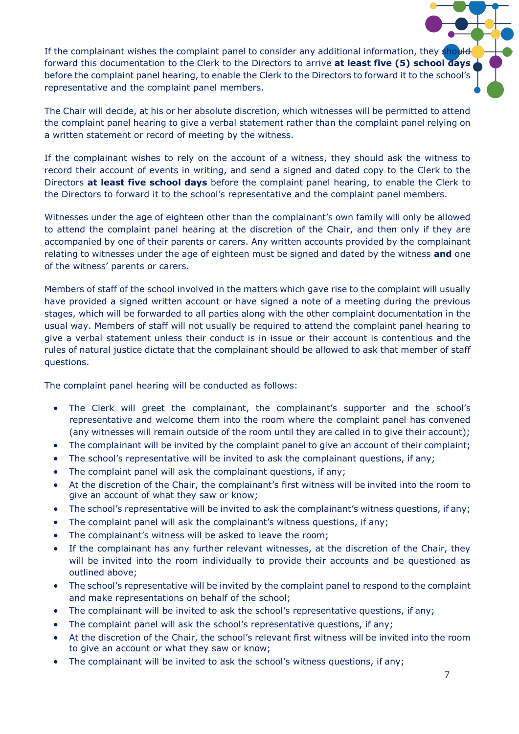If the complainant wishes the complaint panel to consider any additional information, they should forward this documentation to the Clerk to the Directors to arrive **at least five (5) school days** before the complaint panel hearing, to enable the Clerk to the Directors to forward it to the school's representative and the complaint panel members.

The Chair will decide, at his or her absolute discretion, which witnesses will be permitted to attend the complaint panel hearing to give a verbal statement rather than the complaint panel relying on a written statement or record of meeting by the witness.

If the complainant wishes to rely on the account of a witness, they should ask the witness to record their account of events in writing, and send a signed and dated copy to the Clerk to the Directors **at least five school days** before the complaint panel hearing, to enable the Clerk to the Directors to forward it to the school's representative and the complaint panel members.

Witnesses under the age of eighteen other than the complainant's own family will only be allowed to attend the complaint panel hearing at the discretion of the Chair, and then only if they are accompanied by one of their parents or carers. Any written accounts provided by the complainant relating to witnesses under the age of eighteen must be signed and dated by the witness **and** one of the witness' parents or carers.

Members of staff of the school involved in the matters which gave rise to the complaint will usually have provided a signed written account or have signed a note of a meeting during the previous stages, which will be forwarded to all parties along with the other complaint documentation in the usual way. Members of staff will not usually be required to attend the complaint panel hearing to give a verbal statement unless their conduct is in issue or their account is contentious and the rules of natural justice dictate that the complainant should be allowed to ask that member of staff questions.

The complaint panel hearing will be conducted as follows:

- The Clerk will greet the complainant, the complainant's supporter and the school's representative and welcome them into the room where the complaint panel has convened (any witnesses will remain outside of the room until they are called in to give their account);
- The complainant will be invited by the complaint panel to give an account of their complaint;
- The school's representative will be invited to ask the complainant questions, if any;
- The complaint panel will ask the complainant questions, if any;
- At the discretion of the Chair, the complainant's first witness will be invited into the room to give an account of what they saw or know;
- The school's representative will be invited to ask the complainant's witness questions, if any;
- The complaint panel will ask the complainant's witness questions, if any;
- The complainant's witness will be asked to leave the room;
- If the complainant has any further relevant witnesses, at the discretion of the Chair, they will be invited into the room individually to provide their accounts and be questioned as outlined above;
- The school's representative will be invited by the complaint panel to respond to the complaint and make representations on behalf of the school;
- The complainant will be invited to ask the school's representative questions, if any;
- The complaint panel will ask the school's representative questions, if any;
- At the discretion of the Chair, the school's relevant first witness will be invited into the room to give an account or what they saw or know;
- The complainant will be invited to ask the school's witness questions, if any;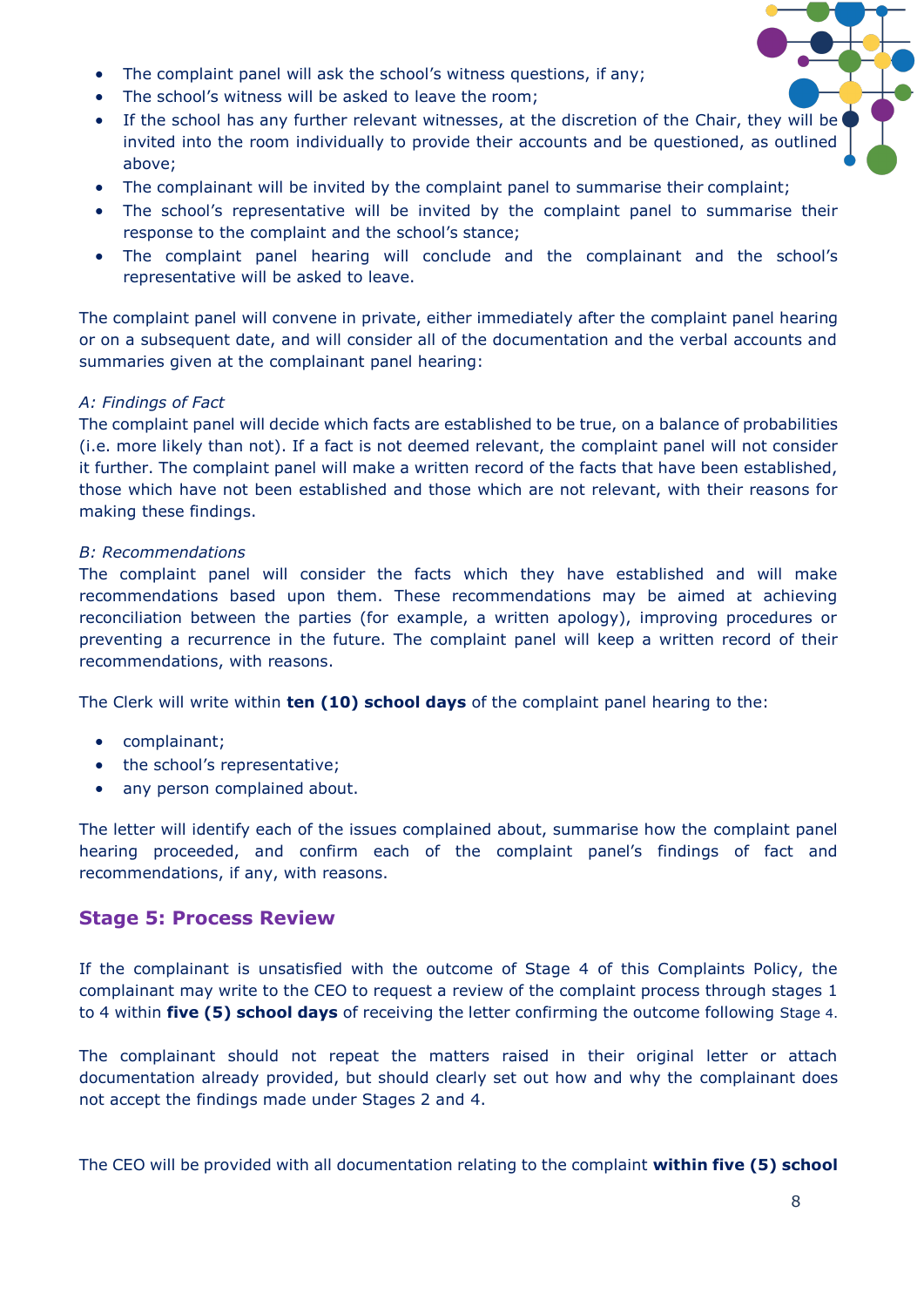- The complaint panel will ask the school's witness questions, if any;
- The school's witness will be asked to leave the room;
- If the school has any further relevant witnesses, at the discretion of the Chair, they will be invited into the room individually to provide their accounts and be questioned, as outlined above;
- The complainant will be invited by the complaint panel to summarise their complaint;
- The school's representative will be invited by the complaint panel to summarise their response to the complaint and the school's stance;
- The complaint panel hearing will conclude and the complainant and the school's representative will be asked to leave.

The complaint panel will convene in private, either immediately after the complaint panel hearing or on a subsequent date, and will consider all of the documentation and the verbal accounts and summaries given at the complainant panel hearing:

*A: Findings of Fact*
The complaint panel will decide which facts are established to be true, on a balance of probabilities (i.e. more likely than not). If a fact is not deemed relevant, the complaint panel will not consider it further. The complaint panel will make a written record of the facts that have been established, those which have not been established and those which are not relevant, with their reasons for making these findings.

*B: Recommendations*
The complaint panel will consider the facts which they have established and will make recommendations based upon them. These recommendations may be aimed at achieving reconciliation between the parties (for example, a written apology), improving procedures or preventing a recurrence in the future. The complaint panel will keep a written record of their recommendations, with reasons.

The Clerk will write within **ten (10) school days** of the complaint panel hearing to the:

- complainant;
- the school's representative;
- any person complained about.

The letter will identify each of the issues complained about, summarise how the complaint panel hearing proceeded, and confirm each of the complaint panel's findings of fact and recommendations, if any, with reasons.

## Stage 5: Process Review

If the complainant is unsatisfied with the outcome of Stage 4 of this Complaints Policy, the complainant may write to the CEO to request a review of the complaint process through stages 1 to 4 within **five (5) school days** of receiving the letter confirming the outcome following Stage 4.

The complainant should not repeat the matters raised in their original letter or attach documentation already provided, but should clearly set out how and why the complainant does not accept the findings made under Stages 2 and 4.

The CEO will be provided with all documentation relating to the complaint **within five (5) school**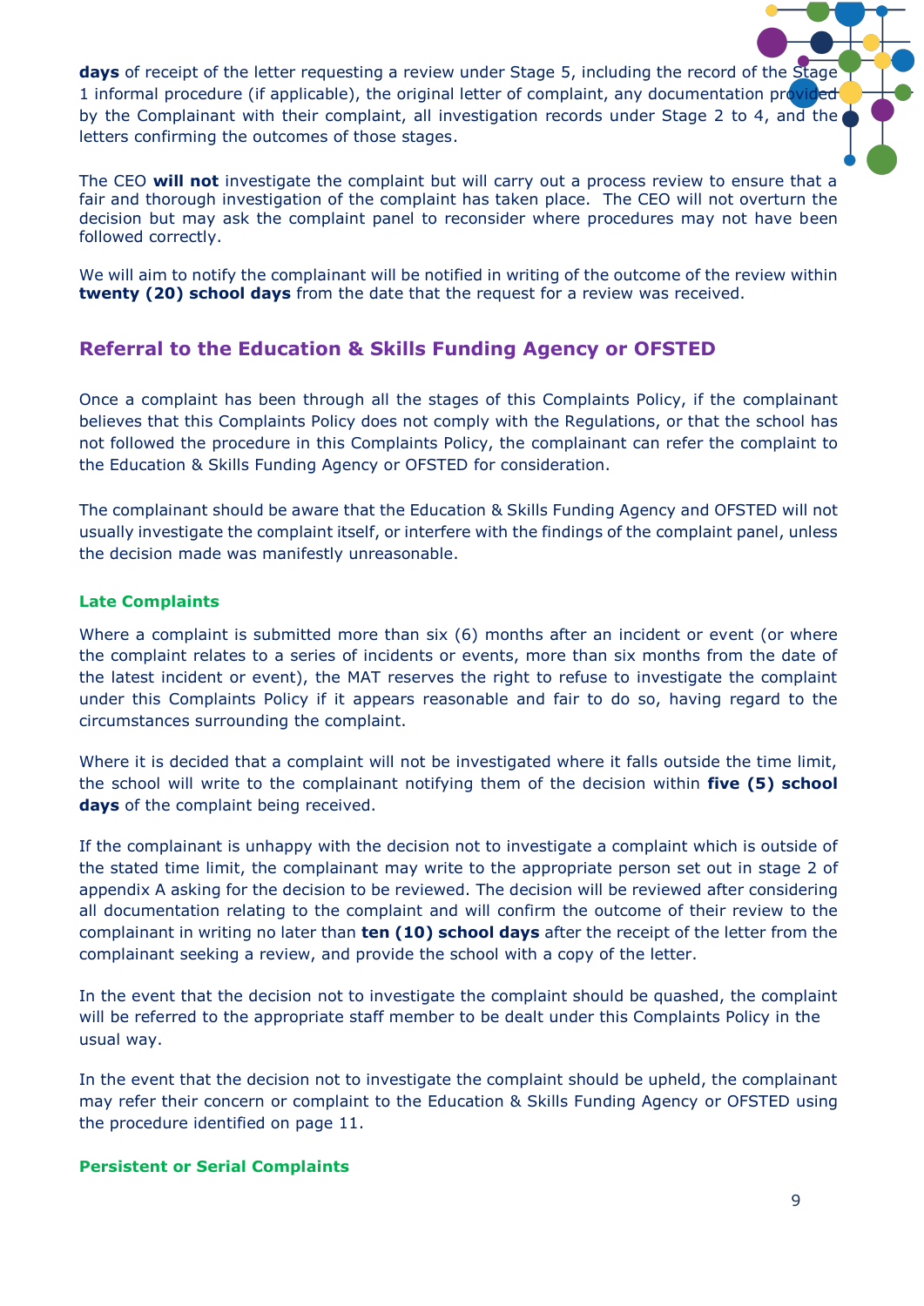**days** of receipt of the letter requesting a review under Stage 5, including the record of the Stage 1 informal procedure (if applicable), the original letter of complaint, any documentation provided by the Complainant with their complaint, all investigation records under Stage 2 to 4, and the letters confirming the outcomes of those stages.

The CEO **will not** investigate the complaint but will carry out a process review to ensure that a fair and thorough investigation of the complaint has taken place. The CEO will not overturn the decision but may ask the complaint panel to reconsider where procedures may not have been followed correctly.

We will aim to notify the complainant will be notified in writing of the outcome of the review within **twenty (20) school days** from the date that the request for a review was received.

## Referral to the Education & Skills Funding Agency or OFSTED

Once a complaint has been through all the stages of this Complaints Policy, if the complainant believes that this Complaints Policy does not comply with the Regulations, or that the school has not followed the procedure in this Complaints Policy, the complainant can refer the complaint to the Education & Skills Funding Agency or OFSTED for consideration.

The complainant should be aware that the Education & Skills Funding Agency and OFSTED will not usually investigate the complaint itself, or interfere with the findings of the complaint panel, unless the decision made was manifestly unreasonable.

### Late Complaints

Where a complaint is submitted more than six (6) months after an incident or event (or where the complaint relates to a series of incidents or events, more than six months from the date of the latest incident or event), the MAT reserves the right to refuse to investigate the complaint under this Complaints Policy if it appears reasonable and fair to do so, having regard to the circumstances surrounding the complaint.

Where it is decided that a complaint will not be investigated where it falls outside the time limit, the school will write to the complainant notifying them of the decision within **five (5) school days** of the complaint being received.

If the complainant is unhappy with the decision not to investigate a complaint which is outside of the stated time limit, the complainant may write to the appropriate person set out in stage 2 of appendix A asking for the decision to be reviewed. The decision will be reviewed after considering all documentation relating to the complaint and will confirm the outcome of their review to the complainant in writing no later than **ten (10) school days** after the receipt of the letter from the complainant seeking a review, and provide the school with a copy of the letter.

In the event that the decision not to investigate the complaint should be quashed, the complaint will be referred to the appropriate staff member to be dealt under this Complaints Policy in the usual way.

In the event that the decision not to investigate the complaint should be upheld, the complainant may refer their concern or complaint to the Education & Skills Funding Agency or OFSTED using the procedure identified on page 11.

### Persistent or Serial Complaints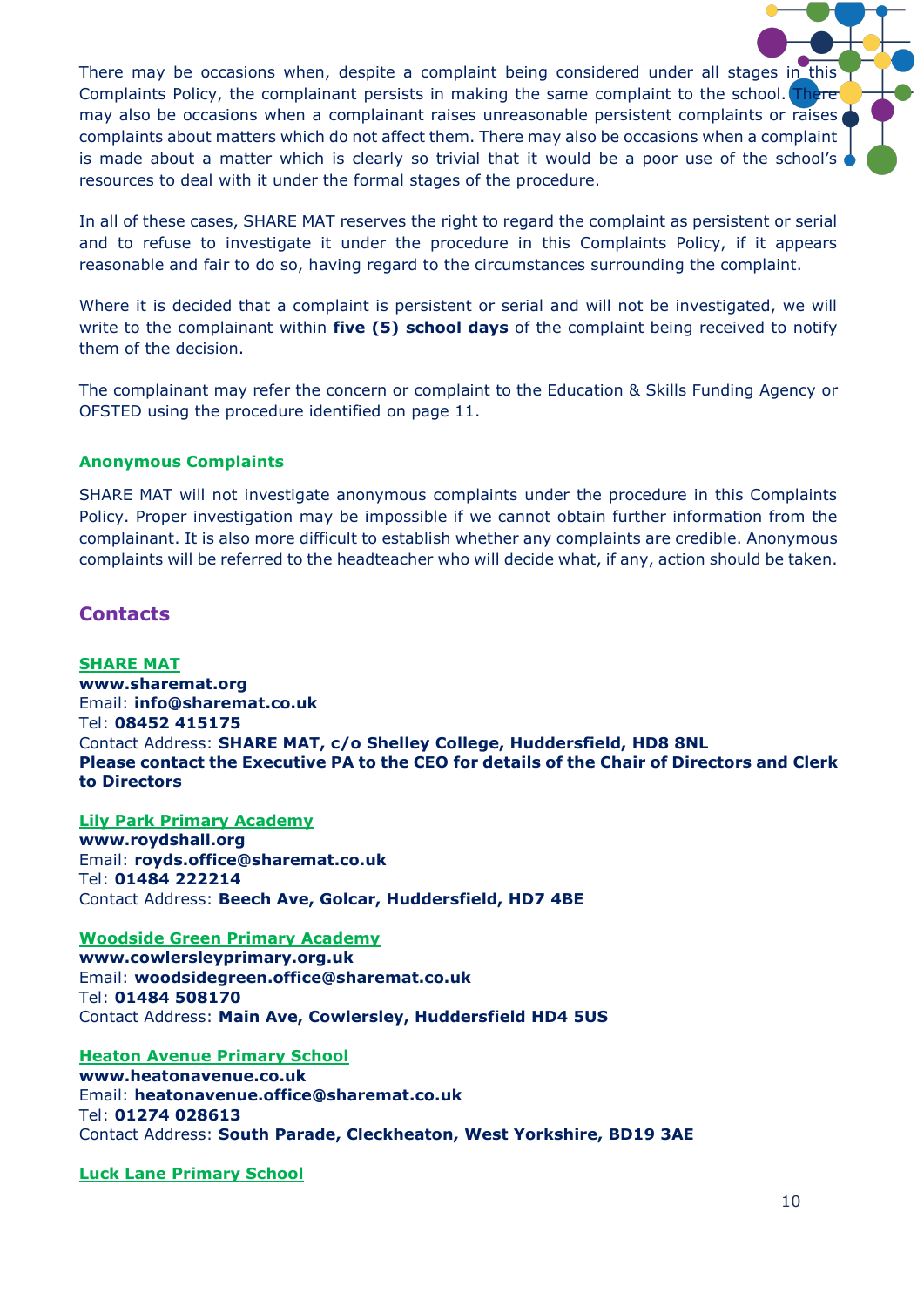There may be occasions when, despite a complaint being considered under all stages in this Complaints Policy, the complainant persists in making the same complaint to the school. There may also be occasions when a complainant raises unreasonable persistent complaints or raises complaints about matters which do not affect them. There may also be occasions when a complaint is made about a matter which is clearly so trivial that it would be a poor use of the school's resources to deal with it under the formal stages of the procedure.

In all of these cases, SHARE MAT reserves the right to regard the complaint as persistent or serial and to refuse to investigate it under the procedure in this Complaints Policy, if it appears reasonable and fair to do so, having regard to the circumstances surrounding the complaint.

Where it is decided that a complaint is persistent or serial and will not be investigated, we will write to the complainant within **five (5) school days** of the complaint being received to notify them of the decision.

The complainant may refer the concern or complaint to the Education & Skills Funding Agency or OFSTED using the procedure identified on page 11.

### Anonymous Complaints

SHARE MAT will not investigate anonymous complaints under the procedure in this Complaints Policy. Proper investigation may be impossible if we cannot obtain further information from the complainant. It is also more difficult to establish whether any complaints are credible. Anonymous complaints will be referred to the headteacher who will decide what, if any, action should be taken.

## Contacts

**SHARE MAT**
**www.sharemat.org**
Email: **info@sharemat.co.uk**
Tel: **08452 415175**
Contact Address: **SHARE MAT, c/o Shelley College, Huddersfield, HD8 8NL**
**Please contact the Executive PA to the CEO for details of the Chair of Directors and Clerk to Directors**

**Lily Park Primary Academy**
**www.roydshall.org**
Email: **royds.office@sharemat.co.uk**
Tel: **01484 222214**
Contact Address: **Beech Ave, Golcar, Huddersfield, HD7 4BE**

**Woodside Green Primary Academy**
**www.cowlersleyprimary.org.uk**
Email: **woodsidegreen.office@sharemat.co.uk**
Tel: **01484 508170**
Contact Address: **Main Ave, Cowlersley, Huddersfield HD4 5US**

**Heaton Avenue Primary School**
**www.heatonavenue.co.uk**
Email: **heatonavenue.office@sharemat.co.uk**
Tel: **01274 028613**
Contact Address: **South Parade, Cleckheaton, West Yorkshire, BD19 3AE**

**Luck Lane Primary School**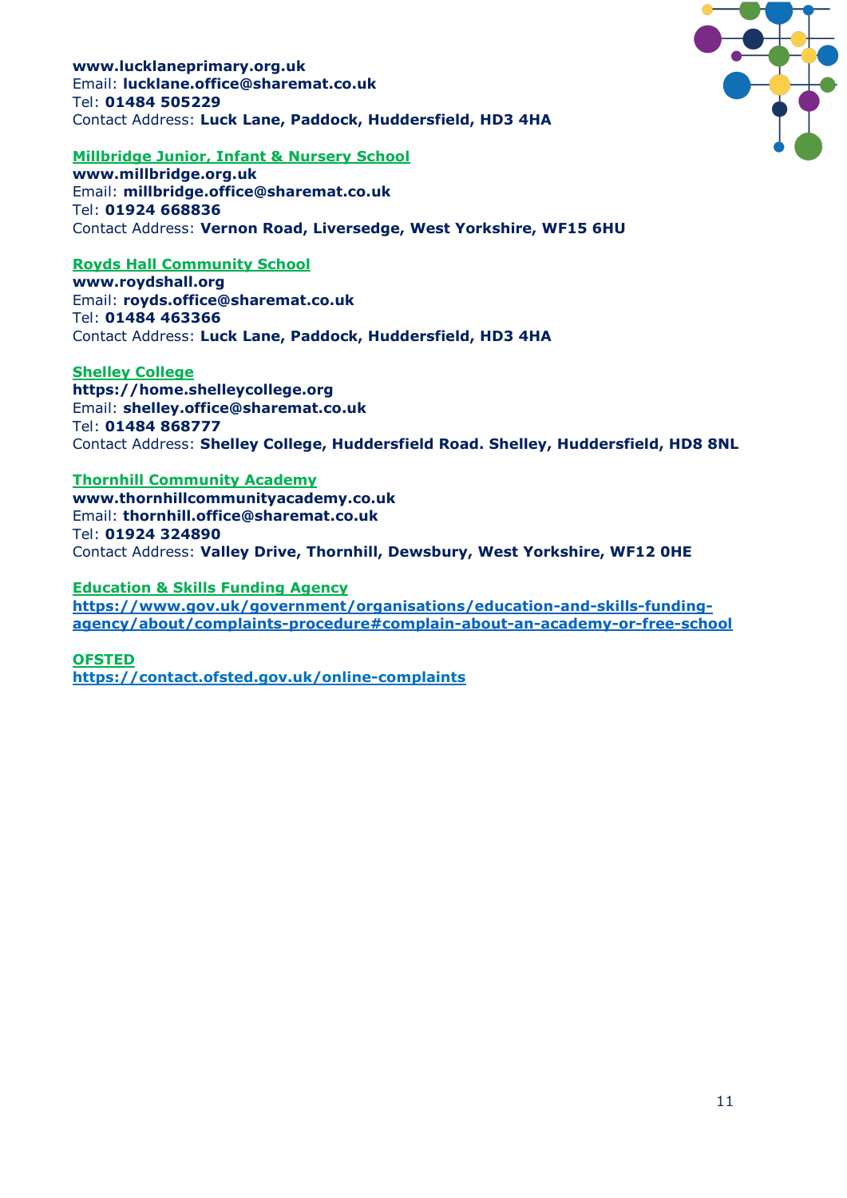**www.lucklaneprimary.org.uk**
Email: **lucklane.office@sharemat.co.uk**
Tel: **01484 505229**
Contact Address: **Luck Lane, Paddock, Huddersfield, HD3 4HA**

**Millbridge Junior, Infant & Nursery School**
**www.millbridge.org.uk**
Email: **millbridge.office@sharemat.co.uk**
Tel: **01924 668836**
Contact Address: **Vernon Road, Liversedge, West Yorkshire, WF15 6HU**

**Royds Hall Community School**
**www.roydshall.org**
Email: **royds.office@sharemat.co.uk**
Tel: **01484 463366**
Contact Address: **Luck Lane, Paddock, Huddersfield, HD3 4HA**

**Shelley College**
**https://home.shelleycollege.org**
Email: **shelley.office@sharemat.co.uk**
Tel: **01484 868777**
Contact Address: **Shelley College, Huddersfield Road. Shelley, Huddersfield, HD8 8NL**

**Thornhill Community Academy**
**www.thornhillcommunityacademy.co.uk**
Email: **thornhill.office@sharemat.co.uk**
Tel: **01924 324890**
Contact Address: **Valley Drive, Thornhill, Dewsbury, West Yorkshire, WF12 0HE**

**Education & Skills Funding Agency**
**https://www.gov.uk/government/organisations/education-and-skills-funding-agency/about/complaints-procedure#complain-about-an-academy-or-free-school**

**OFSTED**
**https://contact.ofsted.gov.uk/online-complaints**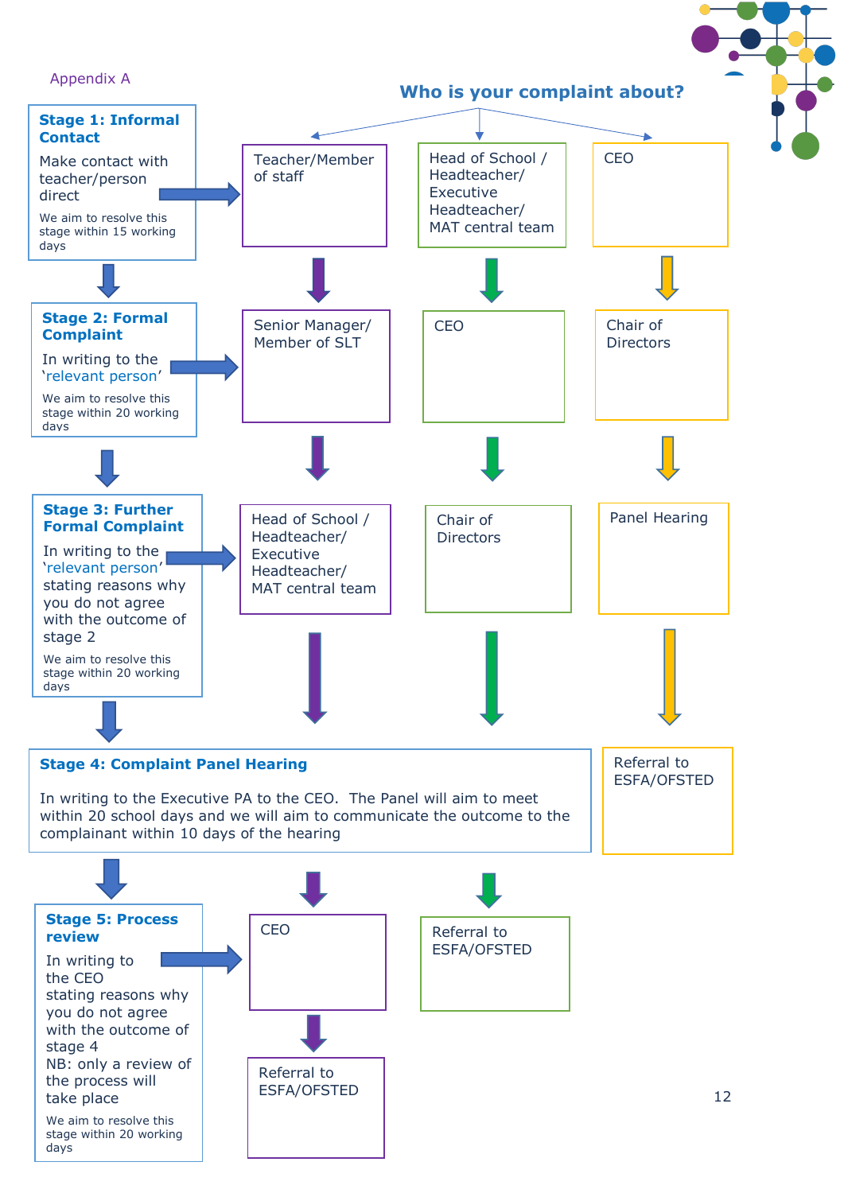Appendix A

## Who is your complaint about?

**Stage 1: Informal Contact**

Make contact with teacher/person direct

We aim to resolve this stage within 15 working days

- Teacher/Member of staff
- Head of School / Headteacher/ Executive Headteacher/ MAT central team
- CEO

**Stage 2: Formal Complaint**

In writing to the 'relevant person'

We aim to resolve this stage within 20 working days

- Senior Manager/ Member of SLT
- CEO
- Chair of Directors

**Stage 3: Further Formal Complaint**

In writing to the 'relevant person' stating reasons why you do not agree with the outcome of stage 2

We aim to resolve this stage within 20 working days

- Head of School / Headteacher/ Executive Headteacher/ MAT central team
- Chair of Directors
- Panel Hearing

**Stage 4: Complaint Panel Hearing**

In writing to the Executive PA to the CEO. The Panel will aim to meet within 20 school days and we will aim to communicate the outcome to the complainant within 10 days of the hearing

- Referral to ESFA/OFSTED

**Stage 5: Process review**

In writing to the CEO stating reasons why you do not agree with the outcome of stage 4
NB: only a review of the process will take place

We aim to resolve this stage within 20 working days

- CEO
- Referral to ESFA/OFSTED

Referral to ESFA/OFSTED